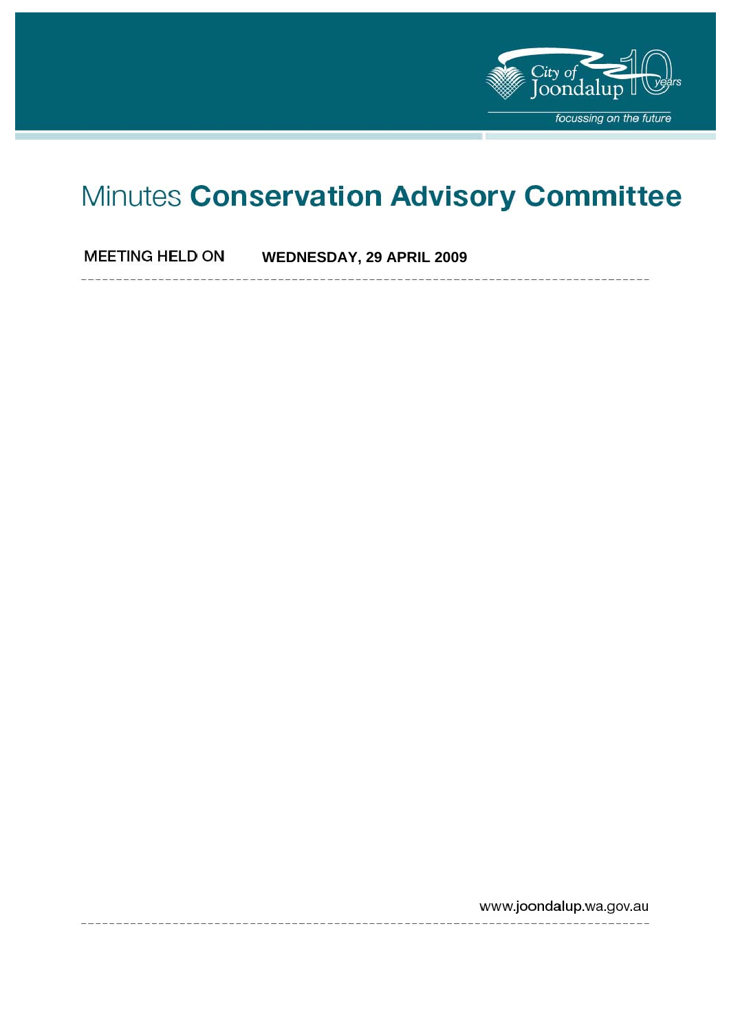# Minutes Conservation Advisory Committee

**MEETING HELD ON** **WEDNESDAY, 29 APRIL 2009**

www.joondalup.wa.gov.au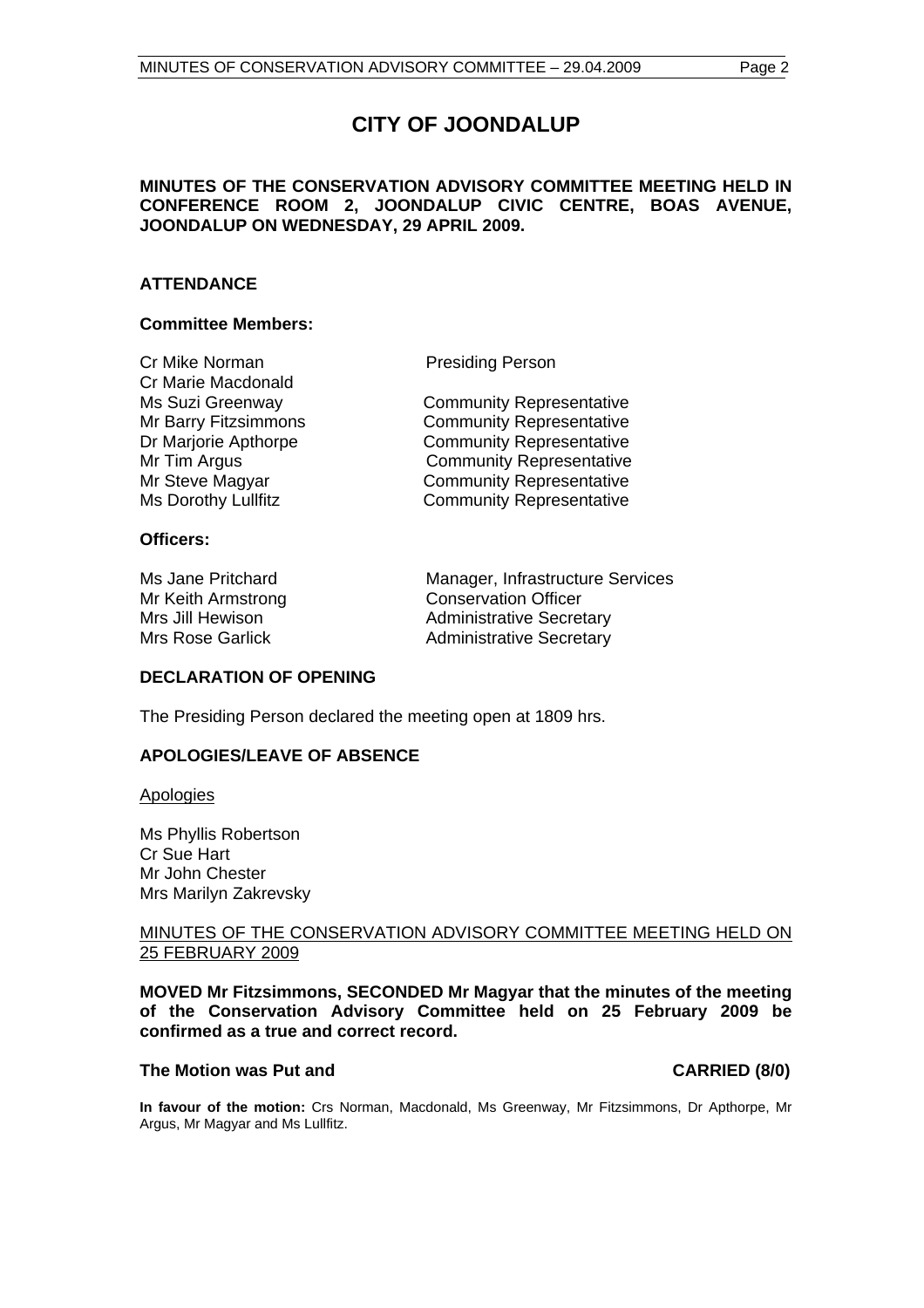# CITY OF JOONDALUP

**MINUTES OF THE CONSERVATION ADVISORY COMMITTEE MEETING HELD IN CONFERENCE ROOM 2, JOONDALUP CIVIC CENTRE, BOAS AVENUE, JOONDALUP ON WEDNESDAY, 29 APRIL 2009.**

## ATTENDANCE

### Committee Members:

| | |
|---|---|
| Cr Mike Norman | Presiding Person |
| Cr Marie Macdonald | |
| Ms Suzi Greenway | Community Representative |
| Mr Barry Fitzsimmons | Community Representative |
| Dr Marjorie Apthorpe | Community Representative |
| Mr Tim Argus | Community Representative |
| Mr Steve Magyar | Community Representative |
| Ms Dorothy Lullfitz | Community Representative |

### Officers:

| | |
|---|---|
| Ms Jane Pritchard | Manager, Infrastructure Services |
| Mr Keith Armstrong | Conservation Officer |
| Mrs Jill Hewison | Administrative Secretary |
| Mrs Rose Garlick | Administrative Secretary |

## DECLARATION OF OPENING

The Presiding Person declared the meeting open at 1809 hrs.

## APOLOGIES/LEAVE OF ABSENCE

Apologies

Ms Phyllis Robertson
Cr Sue Hart
Mr John Chester
Mrs Marilyn Zakrevsky

MINUTES OF THE CONSERVATION ADVISORY COMMITTEE MEETING HELD ON 25 FEBRUARY 2009

**MOVED Mr Fitzsimmons, SECONDED Mr Magyar that the minutes of the meeting of the Conservation Advisory Committee held on 25 February 2009 be confirmed as a true and correct record.**

**The Motion was Put and CARRIED (8/0)**

**In favour of the motion:** Crs Norman, Macdonald, Ms Greenway, Mr Fitzsimmons, Dr Apthorpe, Mr Argus, Mr Magyar and Ms Lullfitz.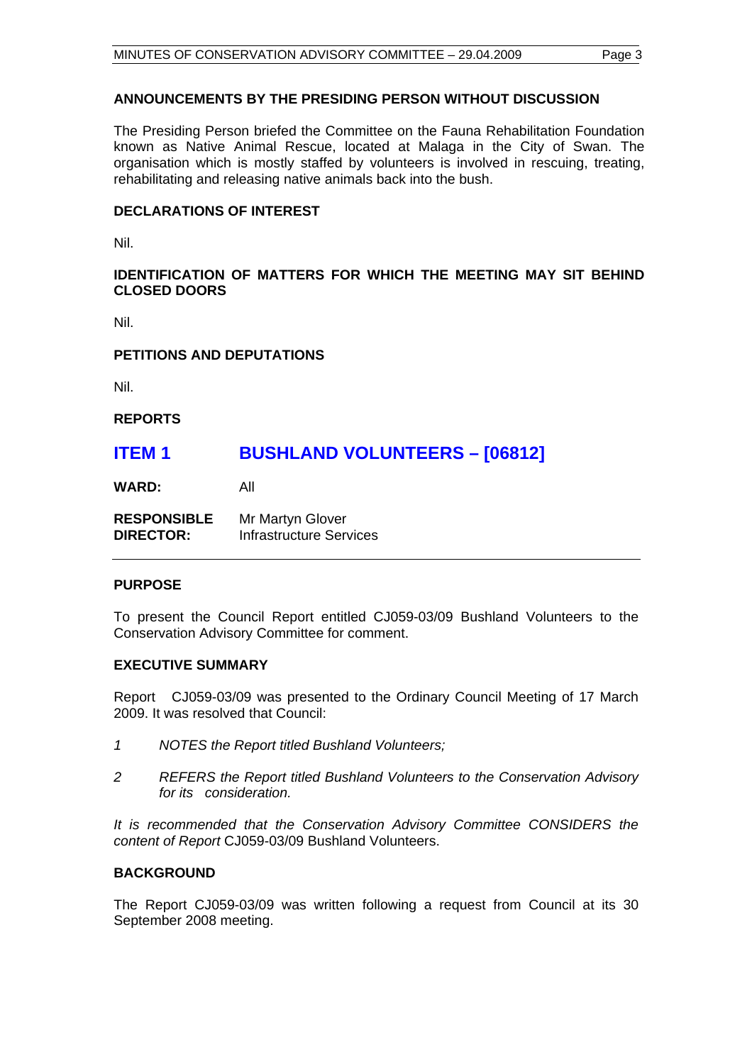**ANNOUNCEMENTS BY THE PRESIDING PERSON WITHOUT DISCUSSION**

The Presiding Person briefed the Committee on the Fauna Rehabilitation Foundation known as Native Animal Rescue, located at Malaga in the City of Swan. The organisation which is mostly staffed by volunteers is involved in rescuing, treating, rehabilitating and releasing native animals back into the bush.

**DECLARATIONS OF INTEREST**

Nil.

**IDENTIFICATION OF MATTERS FOR WHICH THE MEETING MAY SIT BEHIND CLOSED DOORS**

Nil.

**PETITIONS AND DEPUTATIONS**

Nil.

**REPORTS**

## ITEM 1 BUSHLAND VOLUNTEERS – [06812]

**WARD:** All

**RESPONSIBLE DIRECTOR:** Mr Martyn Glover, Infrastructure Services

**PURPOSE**

To present the Council Report entitled CJ059-03/09 Bushland Volunteers to the Conservation Advisory Committee for comment.

**EXECUTIVE SUMMARY**

Report CJ059-03/09 was presented to the Ordinary Council Meeting of 17 March 2009. It was resolved that Council:

*1 NOTES the Report titled Bushland Volunteers;*

*2 REFERS the Report titled Bushland Volunteers to the Conservation Advisory for its consideration.*

*It is recommended that the Conservation Advisory Committee CONSIDERS the content of Report* CJ059-03/09 Bushland Volunteers.

**BACKGROUND**

The Report CJ059-03/09 was written following a request from Council at its 30 September 2008 meeting.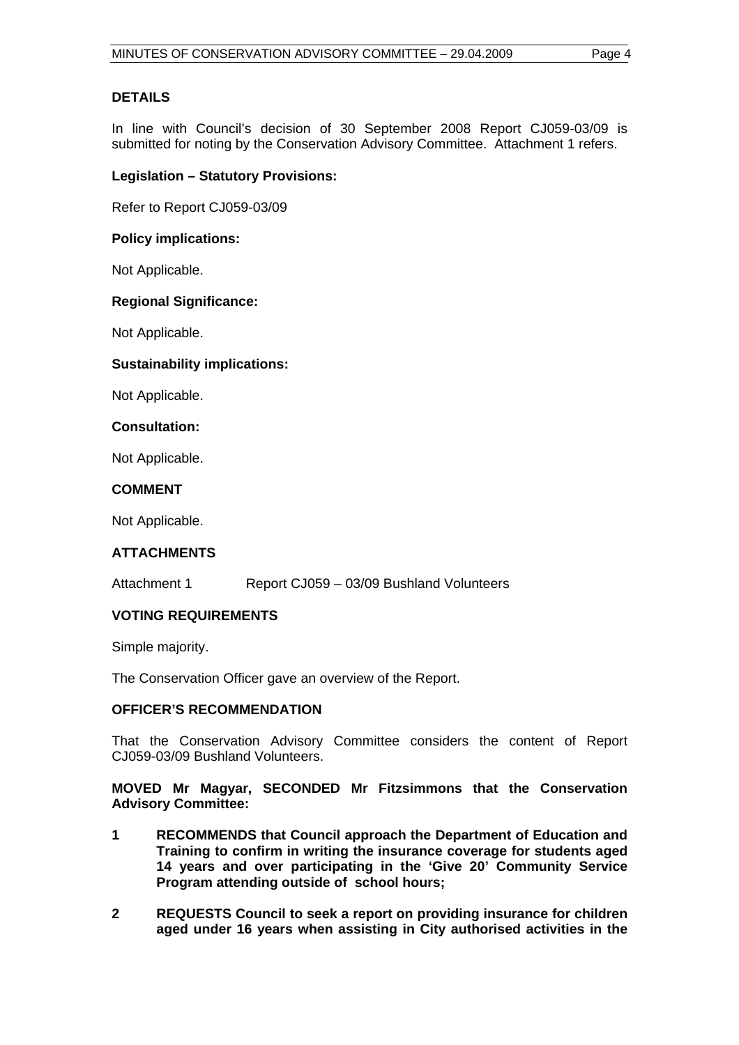## DETAILS

In line with Council's decision of 30 September 2008 Report CJ059-03/09 is submitted for noting by the Conservation Advisory Committee. Attachment 1 refers.

### Legislation – Statutory Provisions:

Refer to Report CJ059-03/09

### Policy implications:

Not Applicable.

### Regional Significance:

Not Applicable.

### Sustainability implications:

Not Applicable.

### Consultation:

Not Applicable.

## COMMENT

Not Applicable.

## ATTACHMENTS

Attachment 1 Report CJ059 – 03/09 Bushland Volunteers

## VOTING REQUIREMENTS

Simple majority.

The Conservation Officer gave an overview of the Report.

## OFFICER'S RECOMMENDATION

That the Conservation Advisory Committee considers the content of Report CJ059-03/09 Bushland Volunteers.

**MOVED Mr Magyar, SECONDED Mr Fitzsimmons that the Conservation Advisory Committee:**

**1 RECOMMENDS that Council approach the Department of Education and Training to confirm in writing the insurance coverage for students aged 14 years and over participating in the 'Give 20' Community Service Program attending outside of school hours;**

**2 REQUESTS Council to seek a report on providing insurance for children aged under 16 years when assisting in City authorised activities in the**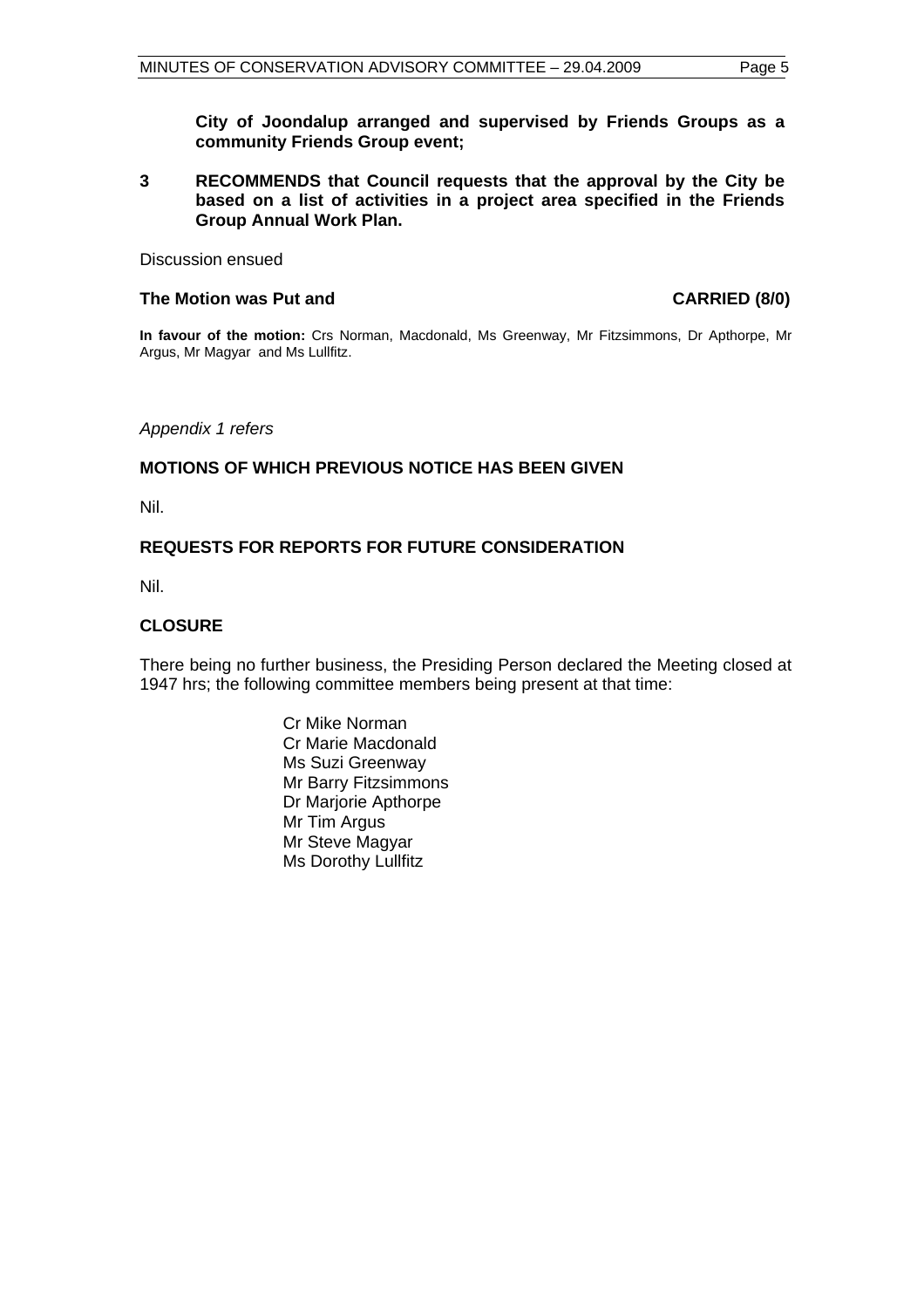**City of Joondalup arranged and supervised by Friends Groups as a community Friends Group event;**

**3 RECOMMENDS that Council requests that the approval by the City be based on a list of activities in a project area specified in the Friends Group Annual Work Plan.**

Discussion ensued

**The Motion was Put and CARRIED (8/0)**

**In favour of the motion:** Crs Norman, Macdonald, Ms Greenway, Mr Fitzsimmons, Dr Apthorpe, Mr Argus, Mr Magyar and Ms Lullfitz.

*Appendix 1 refers*

## MOTIONS OF WHICH PREVIOUS NOTICE HAS BEEN GIVEN

Nil.

## REQUESTS FOR REPORTS FOR FUTURE CONSIDERATION

Nil.

## CLOSURE

There being no further business, the Presiding Person declared the Meeting closed at 1947 hrs; the following committee members being present at that time:

Cr Mike Norman
Cr Marie Macdonald
Ms Suzi Greenway
Mr Barry Fitzsimmons
Dr Marjorie Apthorpe
Mr Tim Argus
Mr Steve Magyar
Ms Dorothy Lullfitz